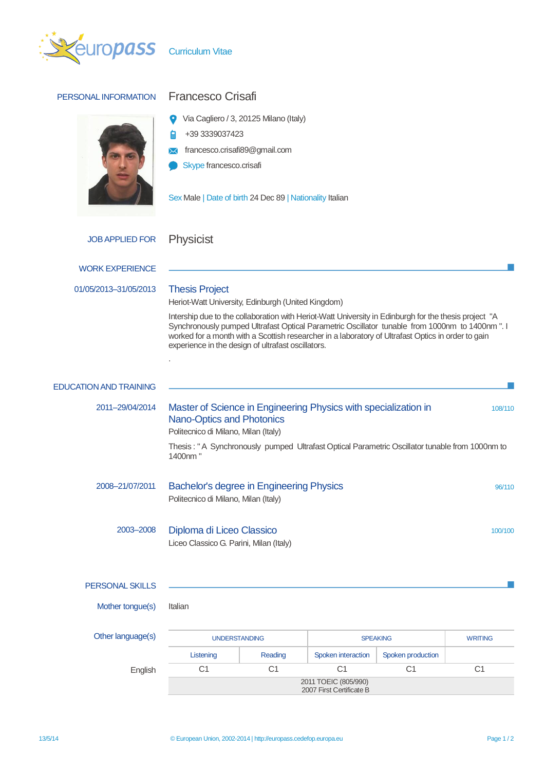# Curriculum Vitae

## PERSONAL INFORMATION

**Francesco Crisafi**

Via Cagliero / 3, 20125 Milano (Italy)

+39 3339037423

francesco.crisafi89@gmail.com

Skype francesco.crisafi

Sex Male | Date of birth 24 Dec 89 | Nationality Italian

## JOB APPLIED FOR

Physicist

## WORK EXPERIENCE

**01/05/2013–31/05/2013**

### Thesis Project

Heriot-Watt University, Edinburgh (United Kingdom)

Intership due to the collaboration with Heriot-Watt University in Edinburgh for the thesis project "A Synchronously pumped Ultrafast Optical Parametric Oscillator tunable from 1000nm to 1400nm ". I worked for a month with a Scottish researcher in a laboratory of Ultrafast Optics in order to gain experience in the design of ultrafast oscillators.

.

## EDUCATION AND TRAINING

**2011–29/04/2014**

### Master of Science in Engineering Physics with specialization in Nano-Optics and Photonics

108/110

Politecnico di Milano, Milan (Italy)

Thesis : " A Synchronously pumped Ultrafast Optical Parametric Oscillator tunable from 1000nm to 1400nm "

**2008–21/07/2011**

### Bachelor's degree in Engineering Physics

96/110

Politecnico di Milano, Milan (Italy)

**2003–2008**

### Diploma di Liceo Classico

100/100

Liceo Classico G. Parini, Milan (Italy)

## PERSONAL SKILLS

**Mother tongue(s)**

Italian

**Other language(s)**

| | UNDERSTANDING | | SPEAKING | | WRITING |
|---|---|---|---|---|---|
| | Listening | Reading | Spoken interaction | Spoken production | |
| English | C1 | C1 | C1 | C1 | C1 |
| | 2011 TOEIC (805/990)<br>2007 First Certificate B | | | | |

13/5/14 © European Union, 2002-2014 | http://europass.cedefop.europa.eu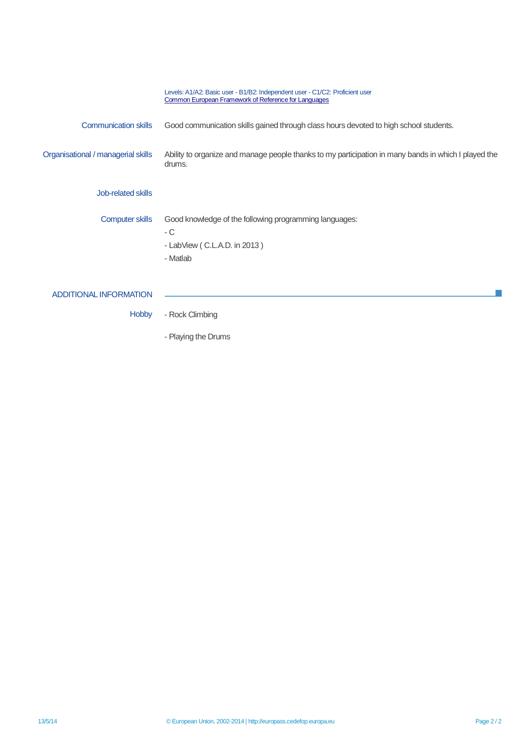Levels: A1/A2: Basic user - B1/B2: Independent user - C1/C2: Proficient user
Common European Framework of Reference for Languages

**Communication skills**

Good communication skills gained through class hours devoted to high school students.

**Organisational / managerial skills**

Ability to organize and manage people thanks to my participation in many bands in which I played the drums.

**Job-related skills**

**Computer skills**

Good knowledge of the following programming languages:

- C
- LabView ( C.L.A.D. in 2013 )
- Matlab

## ADDITIONAL INFORMATION

**Hobby**

- Rock Climbing

- Playing the Drums